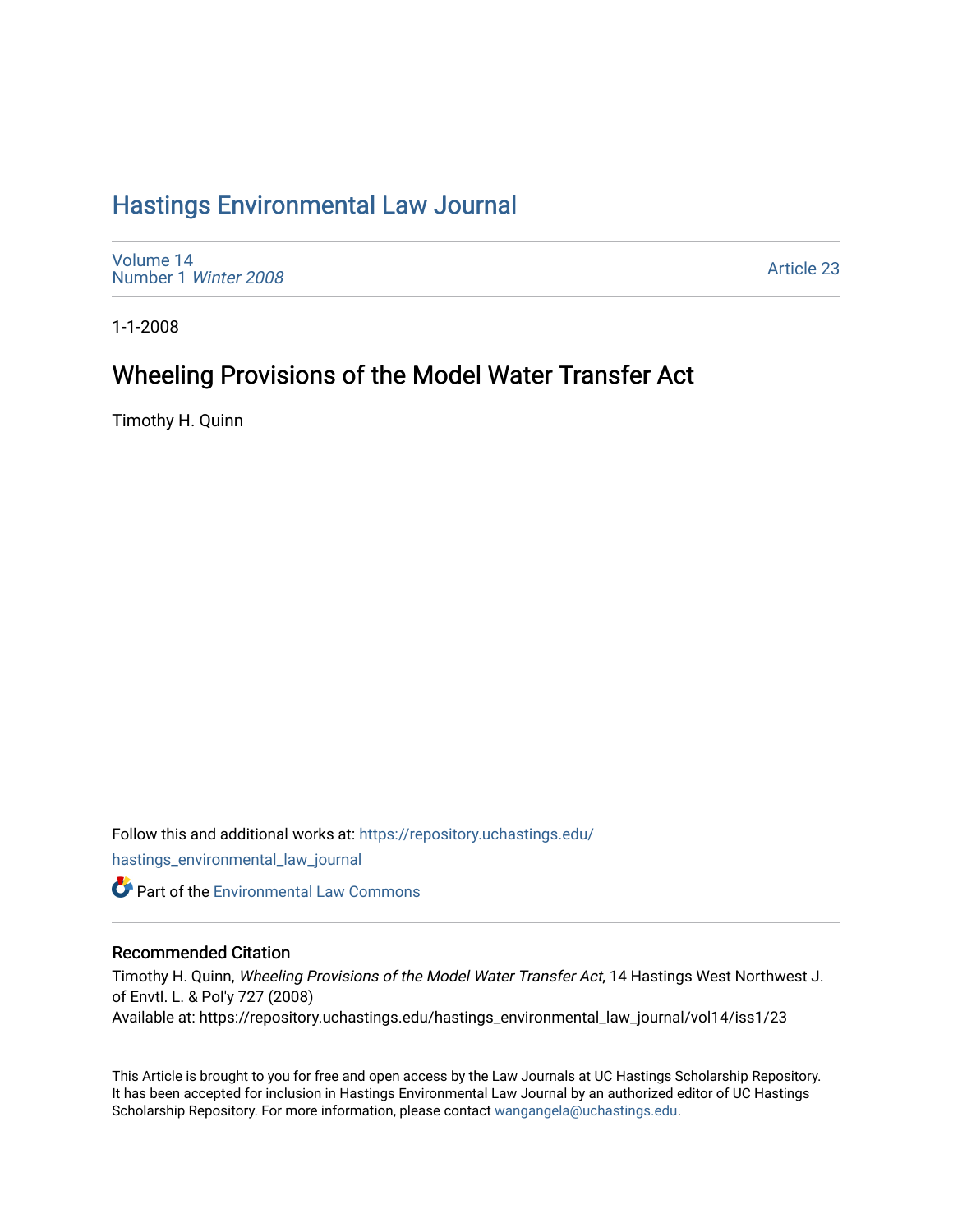# Hastings Environmental Law Journal

Volume 14
Number 1 *Winter 2008*

Article 23

1-1-2008

## Wheeling Provisions of the Model Water Transfer Act

Timothy H. Quinn

Follow this and additional works at: https://repository.uchastings.edu/hastings_environmental_law_journal

Part of the Environmental Law Commons

### Recommended Citation

Timothy H. Quinn, *Wheeling Provisions of the Model Water Transfer Act*, 14 Hastings West Northwest J. of Envtl. L. & Pol'y 727 (2008)
Available at: https://repository.uchastings.edu/hastings_environmental_law_journal/vol14/iss1/23

This Article is brought to you for free and open access by the Law Journals at UC Hastings Scholarship Repository. It has been accepted for inclusion in Hastings Environmental Law Journal by an authorized editor of UC Hastings Scholarship Repository. For more information, please contact wangangela@uchastings.edu.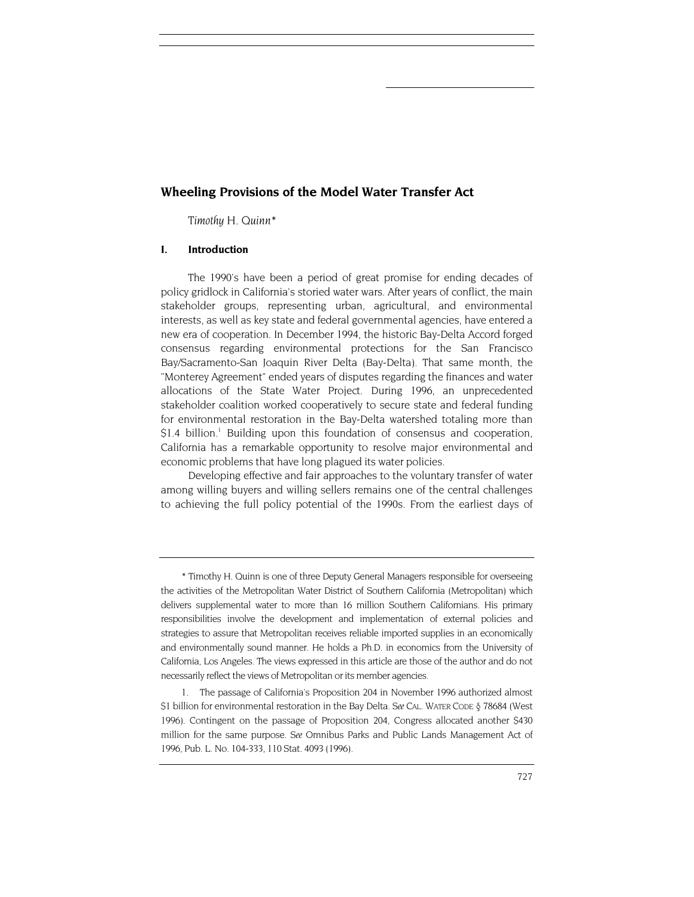## Wheeling Provisions of the Model Water Transfer Act

*Timothy H. Quinn**

### I. Introduction

The 1990's have been a period of great promise for ending decades of policy gridlock in California's storied water wars. After years of conflict, the main stakeholder groups, representing urban, agricultural, and environmental interests, as well as key state and federal governmental agencies, have entered a new era of cooperation. In December 1994, the historic Bay-Delta Accord forged consensus regarding environmental protections for the San Francisco Bay/Sacramento-San Joaquin River Delta (Bay-Delta). That same month, the "Monterey Agreement" ended years of disputes regarding the finances and water allocations of the State Water Project. During 1996, an unprecedented stakeholder coalition worked cooperatively to secure state and federal funding for environmental restoration in the Bay-Delta watershed totaling more than $1.4 billion.[1] Building upon this foundation of consensus and cooperation, California has a remarkable opportunity to resolve major environmental and economic problems that have long plagued its water policies.

Developing effective and fair approaches to the voluntary transfer of water among willing buyers and willing sellers remains one of the central challenges to achieving the full policy potential of the 1990s. From the earliest days of

---

\* Timothy H. Quinn is one of three Deputy General Managers responsible for overseeing the activities of the Metropolitan Water District of Southern California (Metropolitan) which delivers supplemental water to more than 16 million Southern Californians. His primary responsibilities involve the development and implementation of external policies and strategies to assure that Metropolitan receives reliable imported supplies in an economically and environmentally sound manner. He holds a Ph.D. in economics from the University of California, Los Angeles. The views expressed in this article are those of the author and do not necessarily reflect the views of Metropolitan or its member agencies.

1. The passage of California's Proposition 204 in November 1996 authorized almost $1 billion for environmental restoration in the Bay Delta. *See* CAL. WATER CODE § 78684 (West 1996). Contingent on the passage of Proposition 204, Congress allocated another $430 million for the same purpose. *See* Omnibus Parks and Public Lands Management Act of 1996, Pub. L. No. 104-333, 110 Stat. 4093 (1996).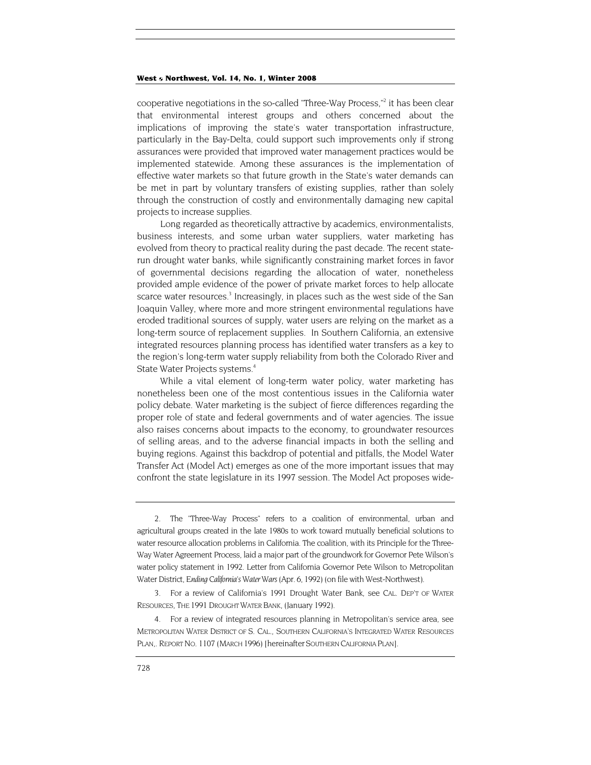cooperative negotiations in the so-called "Three-Way Process,"[2] it has been clear that environmental interest groups and others concerned about the implications of improving the state's water transportation infrastructure, particularly in the Bay-Delta, could support such improvements only if strong assurances were provided that improved water management practices would be implemented statewide. Among these assurances is the implementation of effective water markets so that future growth in the State's water demands can be met in part by voluntary transfers of existing supplies, rather than solely through the construction of costly and environmentally damaging new capital projects to increase supplies.

Long regarded as theoretically attractive by academics, environmentalists, business interests, and some urban water suppliers, water marketing has evolved from theory to practical reality during the past decade. The recent state-run drought water banks, while significantly constraining market forces in favor of governmental decisions regarding the allocation of water, nonetheless provided ample evidence of the power of private market forces to help allocate scarce water resources.[3] Increasingly, in places such as the west side of the San Joaquin Valley, where more and more stringent environmental regulations have eroded traditional sources of supply, water users are relying on the market as a long-term source of replacement supplies. In Southern California, an extensive integrated resources planning process has identified water transfers as a key to the region's long-term water supply reliability from both the Colorado River and State Water Projects systems.[4]

While a vital element of long-term water policy, water marketing has nonetheless been one of the most contentious issues in the California water policy debate. Water marketing is the subject of fierce differences regarding the proper role of state and federal governments and of water agencies. The issue also raises concerns about impacts to the economy, to groundwater resources of selling areas, and to the adverse financial impacts in both the selling and buying regions. Against this backdrop of potential and pitfalls, the Model Water Transfer Act (Model Act) emerges as one of the more important issues that may confront the state legislature in its 1997 session. The Model Act proposes wide-

---

2. The "Three-Way Process" refers to a coalition of environmental, urban and agricultural groups created in the late 1980s to work toward mutually beneficial solutions to water resource allocation problems in California. The coalition, with its Principle for the Three-Way Water Agreement Process, laid a major part of the groundwork for Governor Pete Wilson's water policy statement in 1992. Letter from California Governor Pete Wilson to Metropolitan Water District, *Ending California's Water Wars* (Apr. 6, 1992) (on file with West-Northwest).

3. For a review of California's 1991 Drought Water Bank, see CAL. DEP'T OF WATER RESOURCES, THE 1991 DROUGHT WATER BANK, (January 1992).

4. For a review of integrated resources planning in Metropolitan's service area, see METROPOLITAN WATER DISTRICT OF S. CAL., SOUTHERN CALIFORNIA'S INTEGRATED WATER RESOURCES PLAN,. REPORT NO. 1107 (MARCH 1996) [hereinafter SOUTHERN CALIFORNIA PLAN].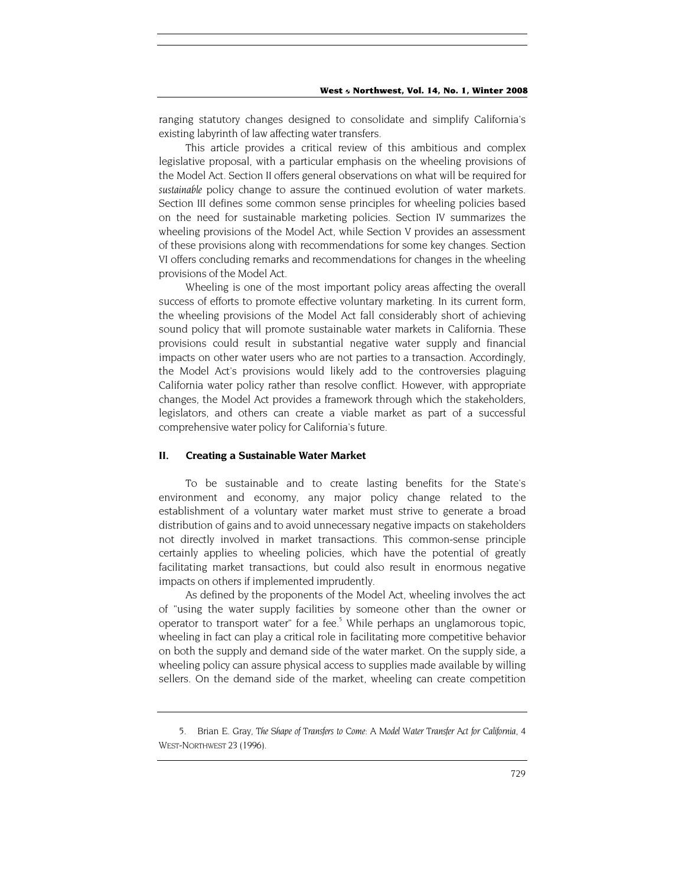ranging statutory changes designed to consolidate and simplify California's existing labyrinth of law affecting water transfers.

This article provides a critical review of this ambitious and complex legislative proposal, with a particular emphasis on the wheeling provisions of the Model Act. Section II offers general observations on what will be required for *sustainable* policy change to assure the continued evolution of water markets. Section III defines some common sense principles for wheeling policies based on the need for sustainable marketing policies. Section IV summarizes the wheeling provisions of the Model Act, while Section V provides an assessment of these provisions along with recommendations for some key changes. Section VI offers concluding remarks and recommendations for changes in the wheeling provisions of the Model Act.

Wheeling is one of the most important policy areas affecting the overall success of efforts to promote effective voluntary marketing. In its current form, the wheeling provisions of the Model Act fall considerably short of achieving sound policy that will promote sustainable water markets in California. These provisions could result in substantial negative water supply and financial impacts on other water users who are not parties to a transaction. Accordingly, the Model Act's provisions would likely add to the controversies plaguing California water policy rather than resolve conflict. However, with appropriate changes, the Model Act provides a framework through which the stakeholders, legislators, and others can create a viable market as part of a successful comprehensive water policy for California's future.

## II. Creating a Sustainable Water Market

To be sustainable and to create lasting benefits for the State's environment and economy, any major policy change related to the establishment of a voluntary water market must strive to generate a broad distribution of gains and to avoid unnecessary negative impacts on stakeholders not directly involved in market transactions. This common-sense principle certainly applies to wheeling policies, which have the potential of greatly facilitating market transactions, but could also result in enormous negative impacts on others if implemented imprudently.

As defined by the proponents of the Model Act, wheeling involves the act of "using the water supply facilities by someone other than the owner or operator to transport water" for a fee.[5] While perhaps an unglamorous topic, wheeling in fact can play a critical role in facilitating more competitive behavior on both the supply and demand side of the water market. On the supply side, a wheeling policy can assure physical access to supplies made available by willing sellers. On the demand side of the market, wheeling can create competition

5. Brian E. Gray, *The Shape of Transfers to Come: A Model Water Transfer Act for California*, 4 WEST-NORTHWEST 23 (1996).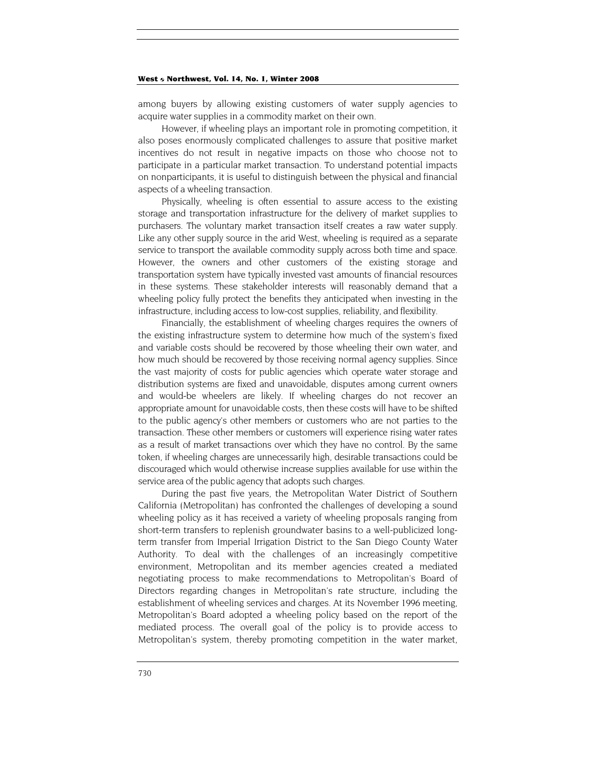among buyers by allowing existing customers of water supply agencies to acquire water supplies in a commodity market on their own.

However, if wheeling plays an important role in promoting competition, it also poses enormously complicated challenges to assure that positive market incentives do not result in negative impacts on those who choose not to participate in a particular market transaction. To understand potential impacts on nonparticipants, it is useful to distinguish between the physical and financial aspects of a wheeling transaction.

Physically, wheeling is often essential to assure access to the existing storage and transportation infrastructure for the delivery of market supplies to purchasers. The voluntary market transaction itself creates a raw water supply. Like any other supply source in the arid West, wheeling is required as a separate service to transport the available commodity supply across both time and space. However, the owners and other customers of the existing storage and transportation system have typically invested vast amounts of financial resources in these systems. These stakeholder interests will reasonably demand that a wheeling policy fully protect the benefits they anticipated when investing in the infrastructure, including access to low-cost supplies, reliability, and flexibility.

Financially, the establishment of wheeling charges requires the owners of the existing infrastructure system to determine how much of the system's fixed and variable costs should be recovered by those wheeling their own water, and how much should be recovered by those receiving normal agency supplies. Since the vast majority of costs for public agencies which operate water storage and distribution systems are fixed and unavoidable, disputes among current owners and would-be wheelers are likely. If wheeling charges do not recover an appropriate amount for unavoidable costs, then these costs will have to be shifted to the public agency's other members or customers who are not parties to the transaction. These other members or customers will experience rising water rates as a result of market transactions over which they have no control. By the same token, if wheeling charges are unnecessarily high, desirable transactions could be discouraged which would otherwise increase supplies available for use within the service area of the public agency that adopts such charges.

During the past five years, the Metropolitan Water District of Southern California (Metropolitan) has confronted the challenges of developing a sound wheeling policy as it has received a variety of wheeling proposals ranging from short-term transfers to replenish groundwater basins to a well-publicized long-term transfer from Imperial Irrigation District to the San Diego County Water Authority. To deal with the challenges of an increasingly competitive environment, Metropolitan and its member agencies created a mediated negotiating process to make recommendations to Metropolitan's Board of Directors regarding changes in Metropolitan's rate structure, including the establishment of wheeling services and charges. At its November 1996 meeting, Metropolitan's Board adopted a wheeling policy based on the report of the mediated process. The overall goal of the policy is to provide access to Metropolitan's system, thereby promoting competition in the water market,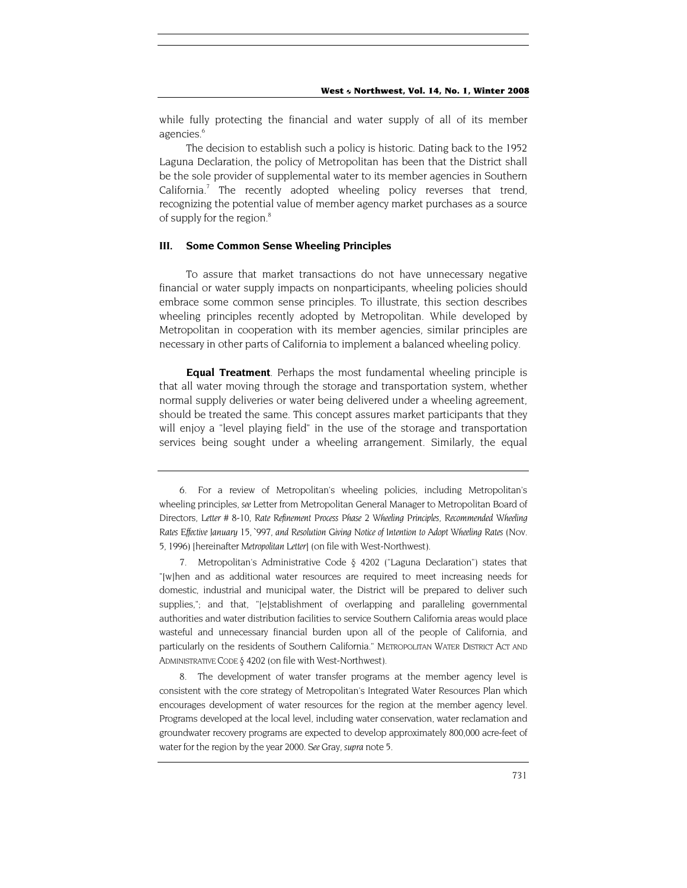while fully protecting the financial and water supply of all of its member agencies.[6]

The decision to establish such a policy is historic. Dating back to the 1952 Laguna Declaration, the policy of Metropolitan has been that the District shall be the sole provider of supplemental water to its member agencies in Southern California.[7] The recently adopted wheeling policy reverses that trend, recognizing the potential value of member agency market purchases as a source of supply for the region.[8]

## III. Some Common Sense Wheeling Principles

To assure that market transactions do not have unnecessary negative financial or water supply impacts on nonparticipants, wheeling policies should embrace some common sense principles. To illustrate, this section describes wheeling principles recently adopted by Metropolitan. While developed by Metropolitan in cooperation with its member agencies, similar principles are necessary in other parts of California to implement a balanced wheeling policy.

**Equal Treatment**. Perhaps the most fundamental wheeling principle is that all water moving through the storage and transportation system, whether normal supply deliveries or water being delivered under a wheeling agreement, should be treated the same. This concept assures market participants that they will enjoy a "level playing field" in the use of the storage and transportation services being sought under a wheeling arrangement. Similarly, the equal

---

6. For a review of Metropolitan's wheeling policies, including Metropolitan's wheeling principles, *see* Letter from Metropolitan General Manager to Metropolitan Board of Directors, *Letter # 8-10, Rate Refinement Process Phase 2 Wheeling Principles, Recommended Wheeling Rates Effective January 15, `997, and Resolution Giving Notice of Intention to Adopt Wheeling Rates* (Nov. 5, 1996) [hereinafter *Metropolitan Letter*] (on file with West-Northwest).

7. Metropolitan's Administrative Code § 4202 ("Laguna Declaration") states that "[w]hen and as additional water resources are required to meet increasing needs for domestic, industrial and municipal water, the District will be prepared to deliver such supplies,"; and that, "[e]stablishment of overlapping and paralleling governmental authorities and water distribution facilities to service Southern California areas would place wasteful and unnecessary financial burden upon all of the people of California, and particularly on the residents of Southern California." METROPOLITAN WATER DISTRICT ACT AND ADMINISTRATIVE CODE § 4202 (on file with West-Northwest).

8. The development of water transfer programs at the member agency level is consistent with the core strategy of Metropolitan's Integrated Water Resources Plan which encourages development of water resources for the region at the member agency level. Programs developed at the local level, including water conservation, water reclamation and groundwater recovery programs are expected to develop approximately 800,000 acre-feet of water for the region by the year 2000. *See* Gray, *supra* note 5.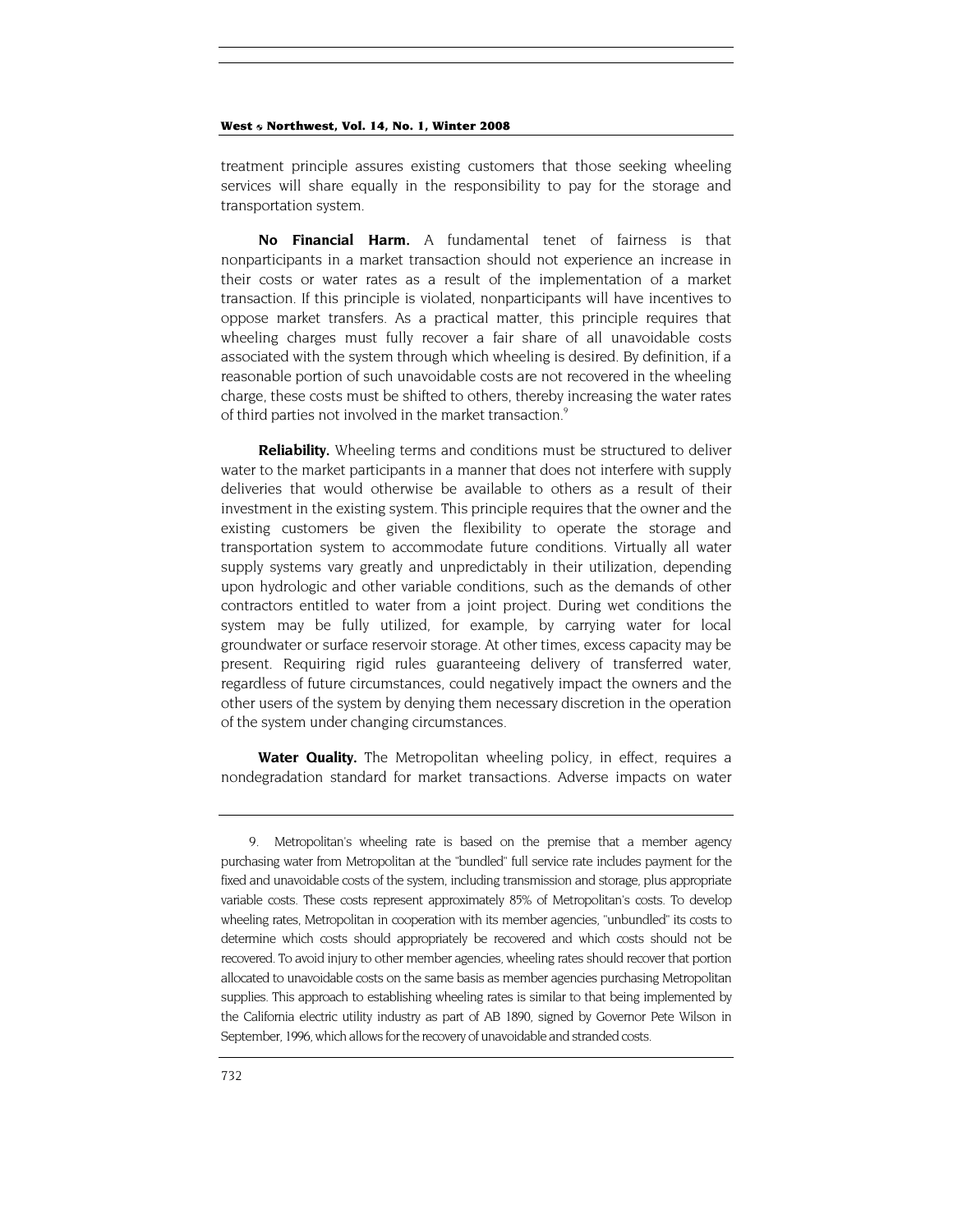treatment principle assures existing customers that those seeking wheeling services will share equally in the responsibility to pay for the storage and transportation system.

**No Financial Harm.** A fundamental tenet of fairness is that nonparticipants in a market transaction should not experience an increase in their costs or water rates as a result of the implementation of a market transaction. If this principle is violated, nonparticipants will have incentives to oppose market transfers. As a practical matter, this principle requires that wheeling charges must fully recover a fair share of all unavoidable costs associated with the system through which wheeling is desired. By definition, if a reasonable portion of such unavoidable costs are not recovered in the wheeling charge, these costs must be shifted to others, thereby increasing the water rates of third parties not involved in the market transaction.[9]

**Reliability.** Wheeling terms and conditions must be structured to deliver water to the market participants in a manner that does not interfere with supply deliveries that would otherwise be available to others as a result of their investment in the existing system. This principle requires that the owner and the existing customers be given the flexibility to operate the storage and transportation system to accommodate future conditions. Virtually all water supply systems vary greatly and unpredictably in their utilization, depending upon hydrologic and other variable conditions, such as the demands of other contractors entitled to water from a joint project. During wet conditions the system may be fully utilized, for example, by carrying water for local groundwater or surface reservoir storage. At other times, excess capacity may be present. Requiring rigid rules guaranteeing delivery of transferred water, regardless of future circumstances, could negatively impact the owners and the other users of the system by denying them necessary discretion in the operation of the system under changing circumstances.

**Water Quality.** The Metropolitan wheeling policy, in effect, requires a nondegradation standard for market transactions. Adverse impacts on water

---

9. Metropolitan's wheeling rate is based on the premise that a member agency purchasing water from Metropolitan at the "bundled" full service rate includes payment for the fixed and unavoidable costs of the system, including transmission and storage, plus appropriate variable costs. These costs represent approximately 85% of Metropolitan's costs. To develop wheeling rates, Metropolitan in cooperation with its member agencies, "unbundled" its costs to determine which costs should appropriately be recovered and which costs should not be recovered. To avoid injury to other member agencies, wheeling rates should recover that portion allocated to unavoidable costs on the same basis as member agencies purchasing Metropolitan supplies. This approach to establishing wheeling rates is similar to that being implemented by the California electric utility industry as part of AB 1890, signed by Governor Pete Wilson in September, 1996, which allows for the recovery of unavoidable and stranded costs.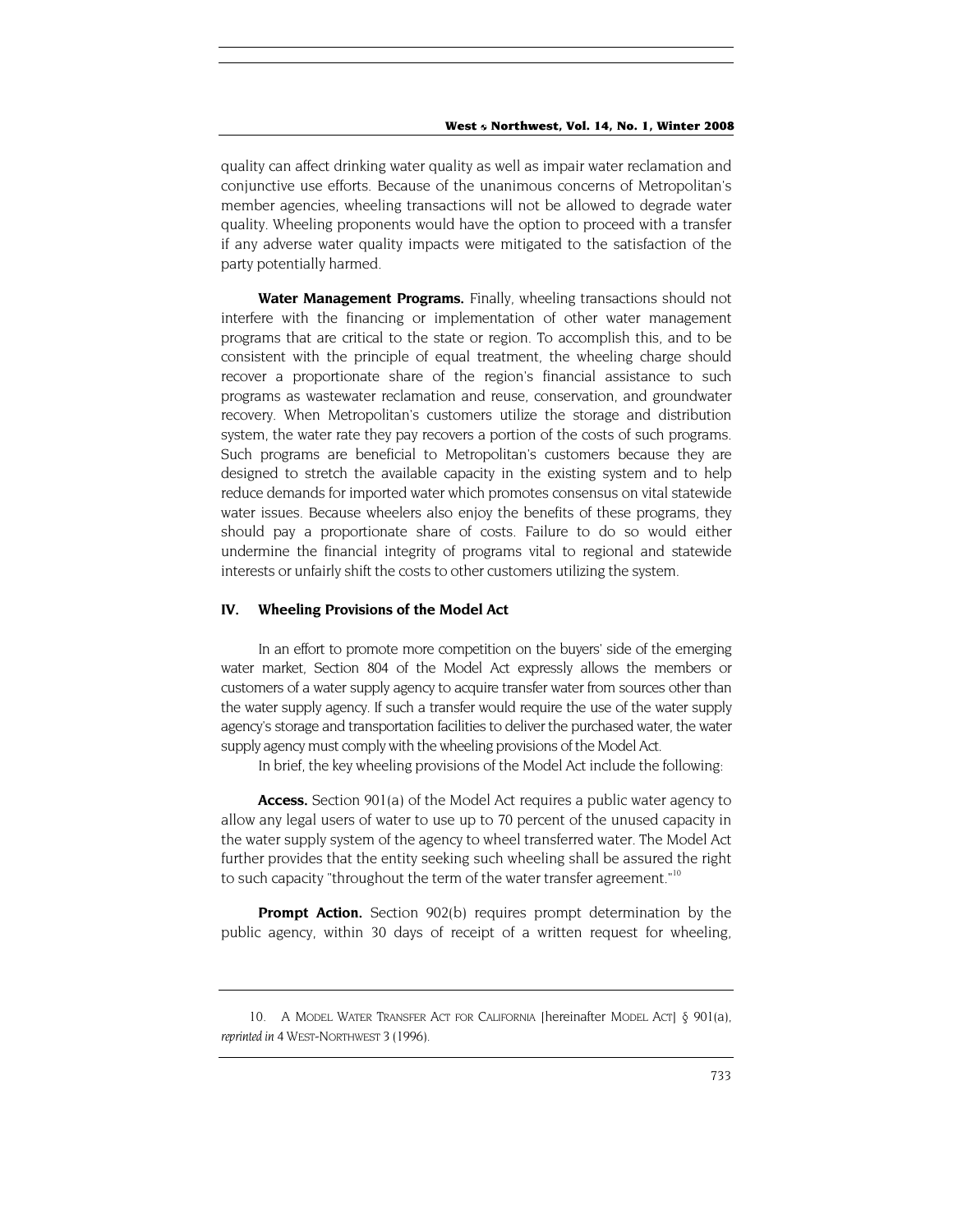quality can affect drinking water quality as well as impair water reclamation and conjunctive use efforts. Because of the unanimous concerns of Metropolitan's member agencies, wheeling transactions will not be allowed to degrade water quality. Wheeling proponents would have the option to proceed with a transfer if any adverse water quality impacts were mitigated to the satisfaction of the party potentially harmed.

**Water Management Programs.** Finally, wheeling transactions should not interfere with the financing or implementation of other water management programs that are critical to the state or region. To accomplish this, and to be consistent with the principle of equal treatment, the wheeling charge should recover a proportionate share of the region's financial assistance to such programs as wastewater reclamation and reuse, conservation, and groundwater recovery. When Metropolitan's customers utilize the storage and distribution system, the water rate they pay recovers a portion of the costs of such programs. Such programs are beneficial to Metropolitan's customers because they are designed to stretch the available capacity in the existing system and to help reduce demands for imported water which promotes consensus on vital statewide water issues. Because wheelers also enjoy the benefits of these programs, they should pay a proportionate share of costs. Failure to do so would either undermine the financial integrity of programs vital to regional and statewide interests or unfairly shift the costs to other customers utilizing the system.

## IV. Wheeling Provisions of the Model Act

In an effort to promote more competition on the buyers' side of the emerging water market, Section 804 of the Model Act expressly allows the members or customers of a water supply agency to acquire transfer water from sources other than the water supply agency. If such a transfer would require the use of the water supply agency's storage and transportation facilities to deliver the purchased water, the water supply agency must comply with the wheeling provisions of the Model Act.

In brief, the key wheeling provisions of the Model Act include the following:

**Access.** Section 901(a) of the Model Act requires a public water agency to allow any legal users of water to use up to 70 percent of the unused capacity in the water supply system of the agency to wheel transferred water. The Model Act further provides that the entity seeking such wheeling shall be assured the right to such capacity "throughout the term of the water transfer agreement."[10]

**Prompt Action.** Section 902(b) requires prompt determination by the public agency, within 30 days of receipt of a written request for wheeling,

---

10. A MODEL WATER TRANSFER ACT FOR CALIFORNIA [hereinafter MODEL ACT] § 901(a), *reprinted in* 4 WEST-NORTHWEST 3 (1996).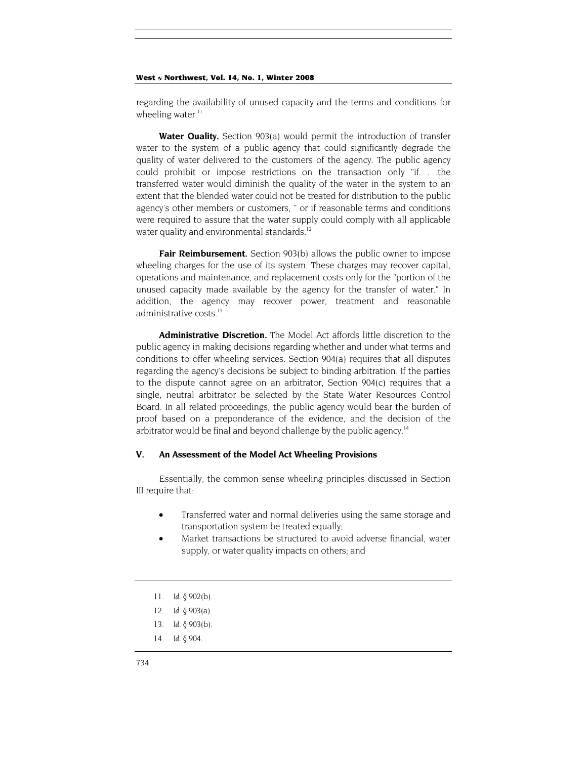regarding the availability of unused capacity and the terms and conditions for wheeling water.[11]

**Water Quality.** Section 903(a) would permit the introduction of transfer water to the system of a public agency that could significantly degrade the quality of water delivered to the customers of the agency. The public agency could prohibit or impose restrictions on the transaction only "if. . .the transferred water would diminish the quality of the water in the system to an extent that the blended water could not be treated for distribution to the public agency's other members or customers, " or if reasonable terms and conditions were required to assure that the water supply could comply with all applicable water quality and environmental standards.[12]

**Fair Reimbursement.** Section 903(b) allows the public owner to impose wheeling charges for the use of its system. These charges may recover capital, operations and maintenance, and replacement costs only for the "portion of the unused capacity made available by the agency for the transfer of water." In addition, the agency may recover power, treatment and reasonable administrative costs.[13]

**Administrative Discretion.** The Model Act affords little discretion to the public agency in making decisions regarding whether and under what terms and conditions to offer wheeling services. Section 904(a) requires that all disputes regarding the agency's decisions be subject to binding arbitration. If the parties to the dispute cannot agree on an arbitrator, Section 904(c) requires that a single, neutral arbitrator be selected by the State Water Resources Control Board. In all related proceedings, the public agency would bear the burden of proof based on a preponderance of the evidence, and the decision of the arbitrator would be final and beyond challenge by the public agency.[14]

## V. An Assessment of the Model Act Wheeling Provisions

Essentially, the common sense wheeling principles discussed in Section III require that:

- Transferred water and normal deliveries using the same storage and transportation system be treated equally;
- Market transactions be structured to avoid adverse financial, water supply, or water quality impacts on others; and

---

11. *Id.* § 902(b).
12. *Id.* § 903(a).
13. *Id.* § 903(b).
14. *Id.* § 904.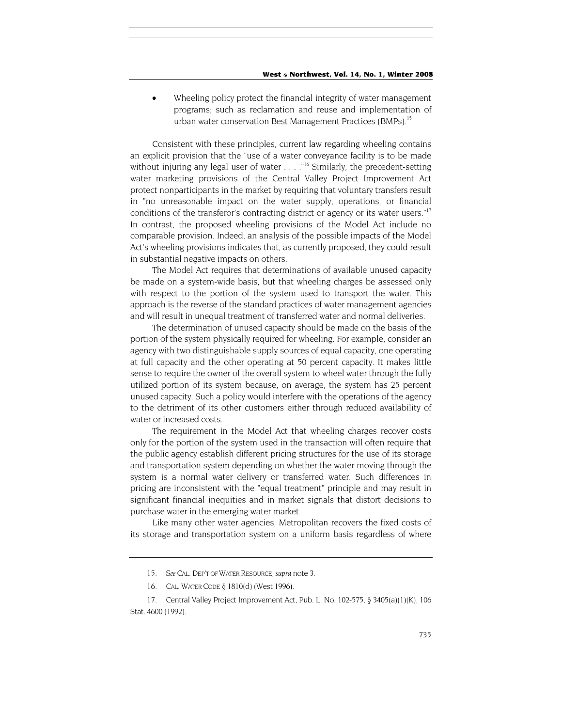- Wheeling policy protect the financial integrity of water management programs; such as reclamation and reuse and implementation of urban water conservation Best Management Practices (BMPs).[15]

Consistent with these principles, current law regarding wheeling contains an explicit provision that the "use of a water conveyance facility is to be made without injuring any legal user of water . . . ."[16] Similarly, the precedent-setting water marketing provisions of the Central Valley Project Improvement Act protect nonparticipants in the market by requiring that voluntary transfers result in "no unreasonable impact on the water supply, operations, or financial conditions of the transferor's contracting district or agency or its water users."[17] In contrast, the proposed wheeling provisions of the Model Act include no comparable provision. Indeed, an analysis of the possible impacts of the Model Act's wheeling provisions indicates that, as currently proposed, they could result in substantial negative impacts on others.

The Model Act requires that determinations of available unused capacity be made on a system-wide basis, but that wheeling charges be assessed only with respect to the portion of the system used to transport the water. This approach is the reverse of the standard practices of water management agencies and will result in unequal treatment of transferred water and normal deliveries.

The determination of unused capacity should be made on the basis of the portion of the system physically required for wheeling. For example, consider an agency with two distinguishable supply sources of equal capacity, one operating at full capacity and the other operating at 50 percent capacity. It makes little sense to require the owner of the overall system to wheel water through the fully utilized portion of its system because, on average, the system has 25 percent unused capacity. Such a policy would interfere with the operations of the agency to the detriment of its other customers either through reduced availability of water or increased costs.

The requirement in the Model Act that wheeling charges recover costs only for the portion of the system used in the transaction will often require that the public agency establish different pricing structures for the use of its storage and transportation system depending on whether the water moving through the system is a normal water delivery or transferred water. Such differences in pricing are inconsistent with the "equal treatment" principle and may result in significant financial inequities and in market signals that distort decisions to purchase water in the emerging water market.

Like many other water agencies, Metropolitan recovers the fixed costs of its storage and transportation system on a uniform basis regardless of where

---

15. *See* CAL. DEP'T OF WATER RESOURCE, *supra* note 3.

16. CAL. WATER CODE § 1810(d) (West 1996).

17. Central Valley Project Improvement Act, Pub. L. No. 102-575, § 3405(a)(1)(K), 106 Stat. 4600 (1992).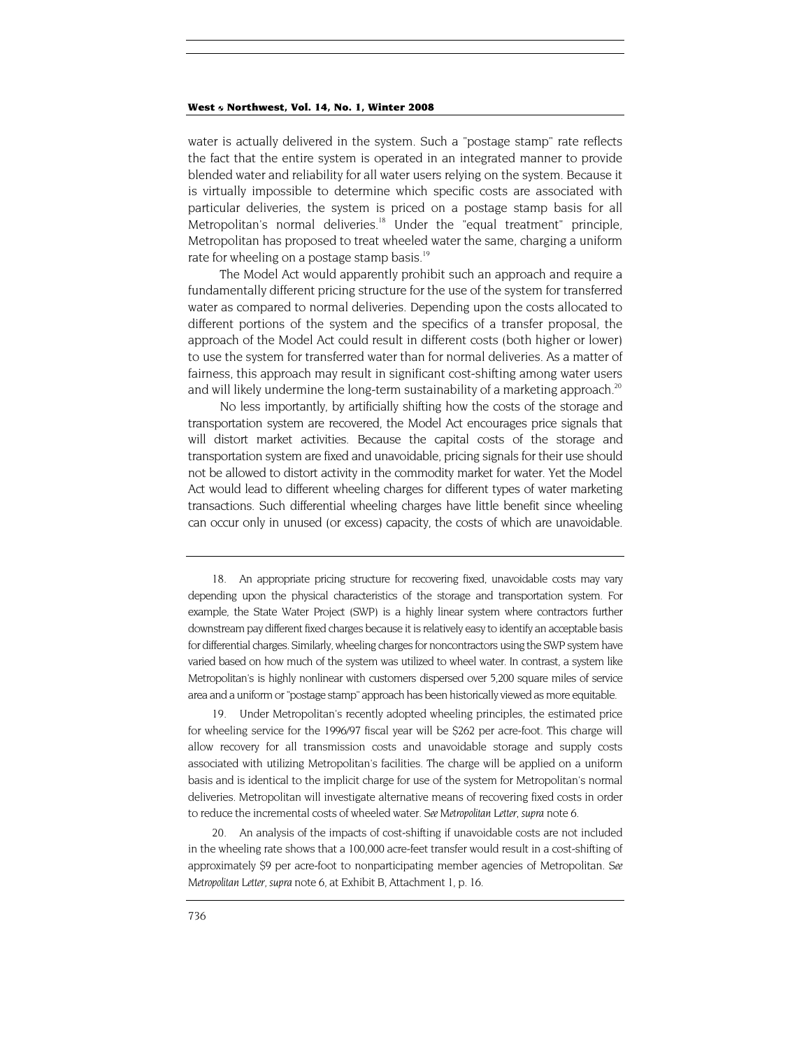water is actually delivered in the system. Such a "postage stamp" rate reflects the fact that the entire system is operated in an integrated manner to provide blended water and reliability for all water users relying on the system. Because it is virtually impossible to determine which specific costs are associated with particular deliveries, the system is priced on a postage stamp basis for all Metropolitan's normal deliveries.[18] Under the "equal treatment" principle, Metropolitan has proposed to treat wheeled water the same, charging a uniform rate for wheeling on a postage stamp basis.[19]

The Model Act would apparently prohibit such an approach and require a fundamentally different pricing structure for the use of the system for transferred water as compared to normal deliveries. Depending upon the costs allocated to different portions of the system and the specifics of a transfer proposal, the approach of the Model Act could result in different costs (both higher or lower) to use the system for transferred water than for normal deliveries. As a matter of fairness, this approach may result in significant cost-shifting among water users and will likely undermine the long-term sustainability of a marketing approach.[20]

No less importantly, by artificially shifting how the costs of the storage and transportation system are recovered, the Model Act encourages price signals that will distort market activities. Because the capital costs of the storage and transportation system are fixed and unavoidable, pricing signals for their use should not be allowed to distort activity in the commodity market for water. Yet the Model Act would lead to different wheeling charges for different types of water marketing transactions. Such differential wheeling charges have little benefit since wheeling can occur only in unused (or excess) capacity, the costs of which are unavoidable.

---

18. An appropriate pricing structure for recovering fixed, unavoidable costs may vary depending upon the physical characteristics of the storage and transportation system. For example, the State Water Project (SWP) is a highly linear system where contractors further downstream pay different fixed charges because it is relatively easy to identify an acceptable basis for differential charges. Similarly, wheeling charges for noncontractors using the SWP system have varied based on how much of the system was utilized to wheel water. In contrast, a system like Metropolitan's is highly nonlinear with customers dispersed over 5,200 square miles of service area and a uniform or "postage stamp" approach has been historically viewed as more equitable.

19. Under Metropolitan's recently adopted wheeling principles, the estimated price for wheeling service for the 1996/97 fiscal year will be $262 per acre-foot. This charge will allow recovery for all transmission costs and unavoidable storage and supply costs associated with utilizing Metropolitan's facilities. The charge will be applied on a uniform basis and is identical to the implicit charge for use of the system for Metropolitan's normal deliveries. Metropolitan will investigate alternative means of recovering fixed costs in order to reduce the incremental costs of wheeled water. *See Metropolitan Letter*, *supra* note 6.

20. An analysis of the impacts of cost-shifting if unavoidable costs are not included in the wheeling rate shows that a 100,000 acre-feet transfer would result in a cost-shifting of approximately $9 per acre-foot to nonparticipating member agencies of Metropolitan. *See Metropolitan Letter*, *supra* note 6, at Exhibit B, Attachment 1, p. 16.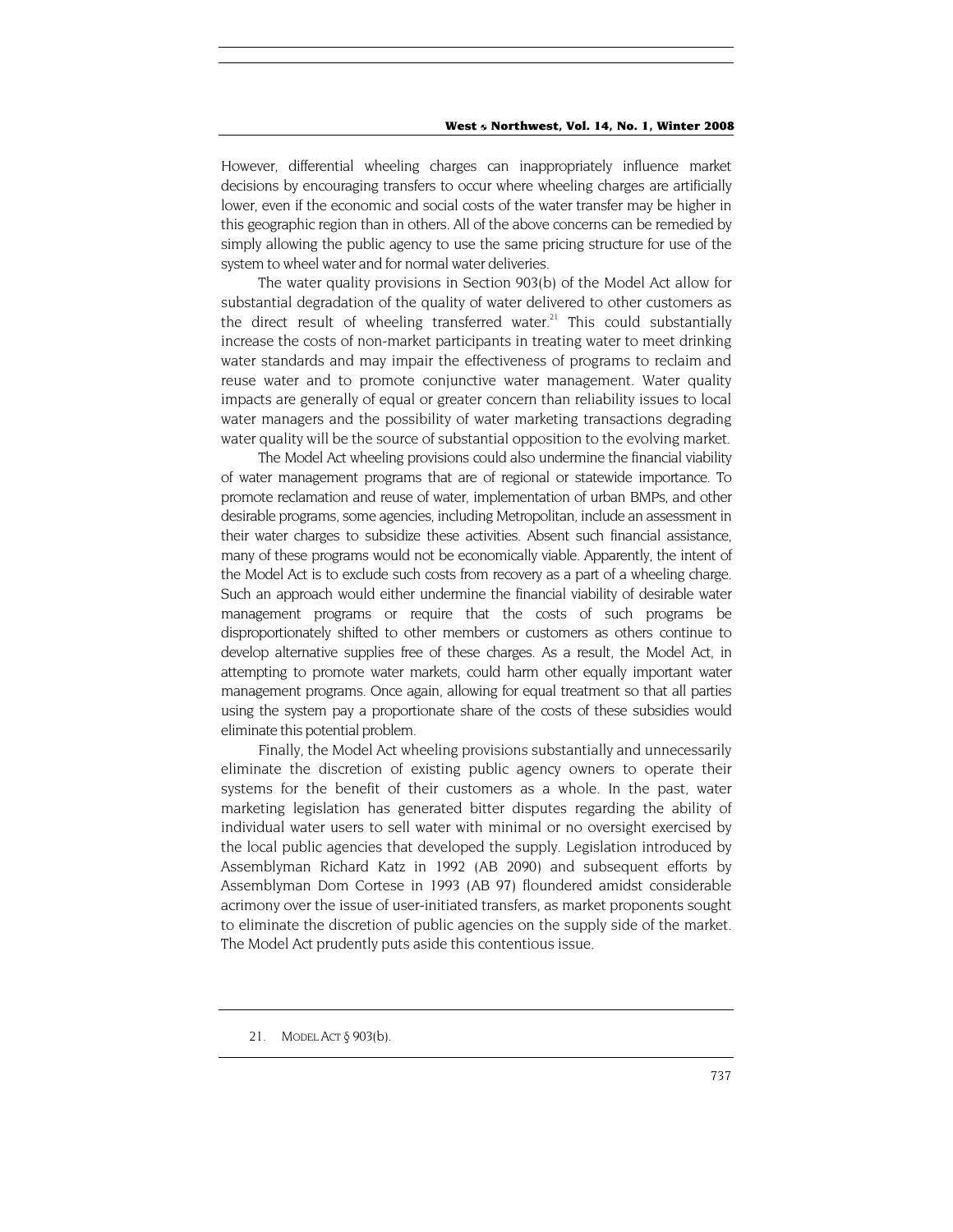However, differential wheeling charges can inappropriately influence market decisions by encouraging transfers to occur where wheeling charges are artificially lower, even if the economic and social costs of the water transfer may be higher in this geographic region than in others. All of the above concerns can be remedied by simply allowing the public agency to use the same pricing structure for use of the system to wheel water and for normal water deliveries.

The water quality provisions in Section 903(b) of the Model Act allow for substantial degradation of the quality of water delivered to other customers as the direct result of wheeling transferred water.[21] This could substantially increase the costs of non-market participants in treating water to meet drinking water standards and may impair the effectiveness of programs to reclaim and reuse water and to promote conjunctive water management. Water quality impacts are generally of equal or greater concern than reliability issues to local water managers and the possibility of water marketing transactions degrading water quality will be the source of substantial opposition to the evolving market.

The Model Act wheeling provisions could also undermine the financial viability of water management programs that are of regional or statewide importance. To promote reclamation and reuse of water, implementation of urban BMPs, and other desirable programs, some agencies, including Metropolitan, include an assessment in their water charges to subsidize these activities. Absent such financial assistance, many of these programs would not be economically viable. Apparently, the intent of the Model Act is to exclude such costs from recovery as a part of a wheeling charge. Such an approach would either undermine the financial viability of desirable water management programs or require that the costs of such programs be disproportionately shifted to other members or customers as others continue to develop alternative supplies free of these charges. As a result, the Model Act, in attempting to promote water markets, could harm other equally important water management programs. Once again, allowing for equal treatment so that all parties using the system pay a proportionate share of the costs of these subsidies would eliminate this potential problem.

Finally, the Model Act wheeling provisions substantially and unnecessarily eliminate the discretion of existing public agency owners to operate their systems for the benefit of their customers as a whole. In the past, water marketing legislation has generated bitter disputes regarding the ability of individual water users to sell water with minimal or no oversight exercised by the local public agencies that developed the supply. Legislation introduced by Assemblyman Richard Katz in 1992 (AB 2090) and subsequent efforts by Assemblyman Dom Cortese in 1993 (AB 97) floundered amidst considerable acrimony over the issue of user-initiated transfers, as market proponents sought to eliminate the discretion of public agencies on the supply side of the market. The Model Act prudently puts aside this contentious issue.

---

21. MODEL ACT § 903(b).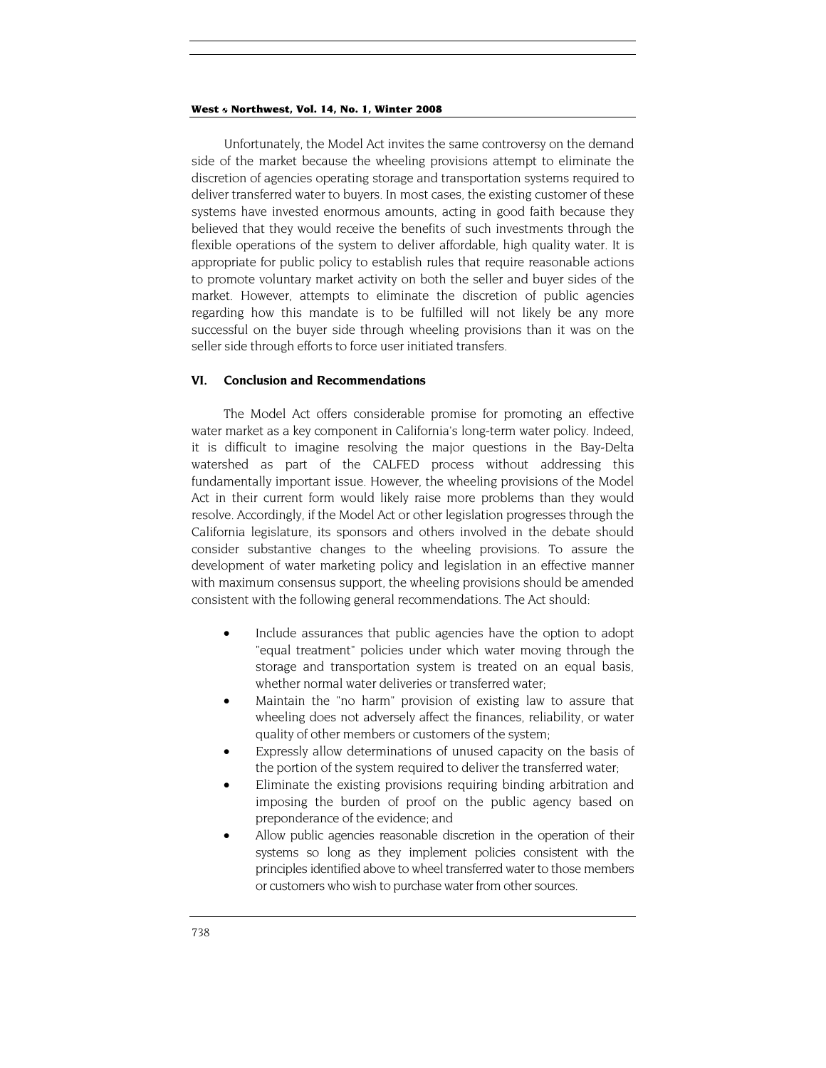Unfortunately, the Model Act invites the same controversy on the demand side of the market because the wheeling provisions attempt to eliminate the discretion of agencies operating storage and transportation systems required to deliver transferred water to buyers. In most cases, the existing customer of these systems have invested enormous amounts, acting in good faith because they believed that they would receive the benefits of such investments through the flexible operations of the system to deliver affordable, high quality water. It is appropriate for public policy to establish rules that require reasonable actions to promote voluntary market activity on both the seller and buyer sides of the market. However, attempts to eliminate the discretion of public agencies regarding how this mandate is to be fulfilled will not likely be any more successful on the buyer side through wheeling provisions than it was on the seller side through efforts to force user initiated transfers.

## VI. Conclusion and Recommendations

The Model Act offers considerable promise for promoting an effective water market as a key component in California's long-term water policy. Indeed, it is difficult to imagine resolving the major questions in the Bay-Delta watershed as part of the CALFED process without addressing this fundamentally important issue. However, the wheeling provisions of the Model Act in their current form would likely raise more problems than they would resolve. Accordingly, if the Model Act or other legislation progresses through the California legislature, its sponsors and others involved in the debate should consider substantive changes to the wheeling provisions. To assure the development of water marketing policy and legislation in an effective manner with maximum consensus support, the wheeling provisions should be amended consistent with the following general recommendations. The Act should:

- Include assurances that public agencies have the option to adopt "equal treatment" policies under which water moving through the storage and transportation system is treated on an equal basis, whether normal water deliveries or transferred water;
- Maintain the "no harm" provision of existing law to assure that wheeling does not adversely affect the finances, reliability, or water quality of other members or customers of the system;
- Expressly allow determinations of unused capacity on the basis of the portion of the system required to deliver the transferred water;
- Eliminate the existing provisions requiring binding arbitration and imposing the burden of proof on the public agency based on preponderance of the evidence; and
- Allow public agencies reasonable discretion in the operation of their systems so long as they implement policies consistent with the principles identified above to wheel transferred water to those members or customers who wish to purchase water from other sources.